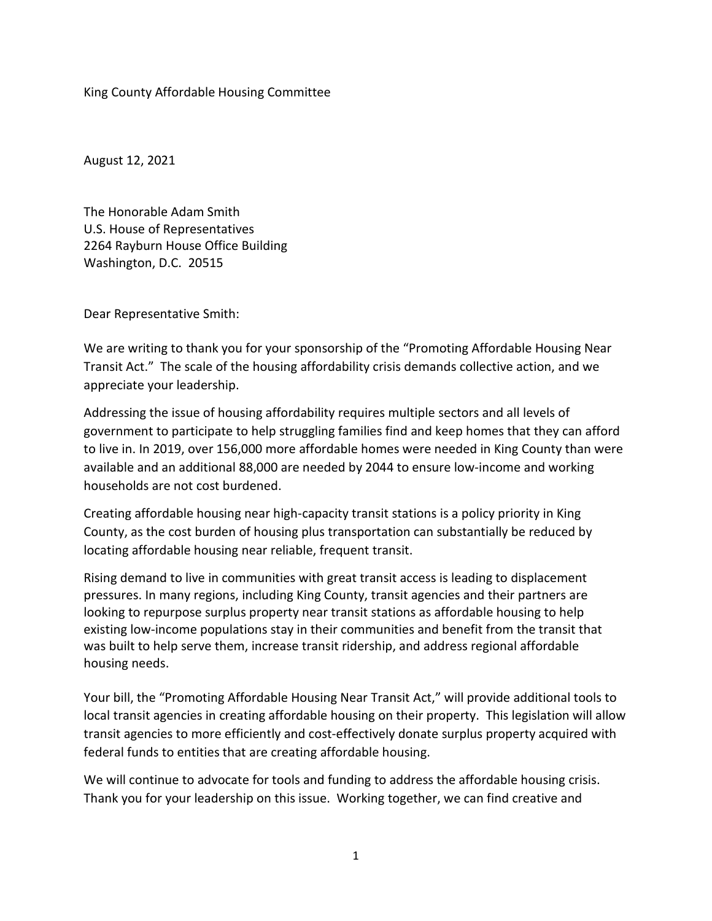King County Affordable Housing Committee

August 12, 2021

The Honorable Adam Smith
U.S. House of Representatives
2264 Rayburn House Office Building
Washington, D.C. 20515

Dear Representative Smith:

We are writing to thank you for your sponsorship of the "Promoting Affordable Housing Near Transit Act." The scale of the housing affordability crisis demands collective action, and we appreciate your leadership.

Addressing the issue of housing affordability requires multiple sectors and all levels of government to participate to help struggling families find and keep homes that they can afford to live in. In 2019, over 156,000 more affordable homes were needed in King County than were available and an additional 88,000 are needed by 2044 to ensure low-income and working households are not cost burdened.

Creating affordable housing near high-capacity transit stations is a policy priority in King County, as the cost burden of housing plus transportation can substantially be reduced by locating affordable housing near reliable, frequent transit.

Rising demand to live in communities with great transit access is leading to displacement pressures. In many regions, including King County, transit agencies and their partners are looking to repurpose surplus property near transit stations as affordable housing to help existing low-income populations stay in their communities and benefit from the transit that was built to help serve them, increase transit ridership, and address regional affordable housing needs.

Your bill, the "Promoting Affordable Housing Near Transit Act," will provide additional tools to local transit agencies in creating affordable housing on their property. This legislation will allow transit agencies to more efficiently and cost-effectively donate surplus property acquired with federal funds to entities that are creating affordable housing.

We will continue to advocate for tools and funding to address the affordable housing crisis. Thank you for your leadership on this issue. Working together, we can find creative and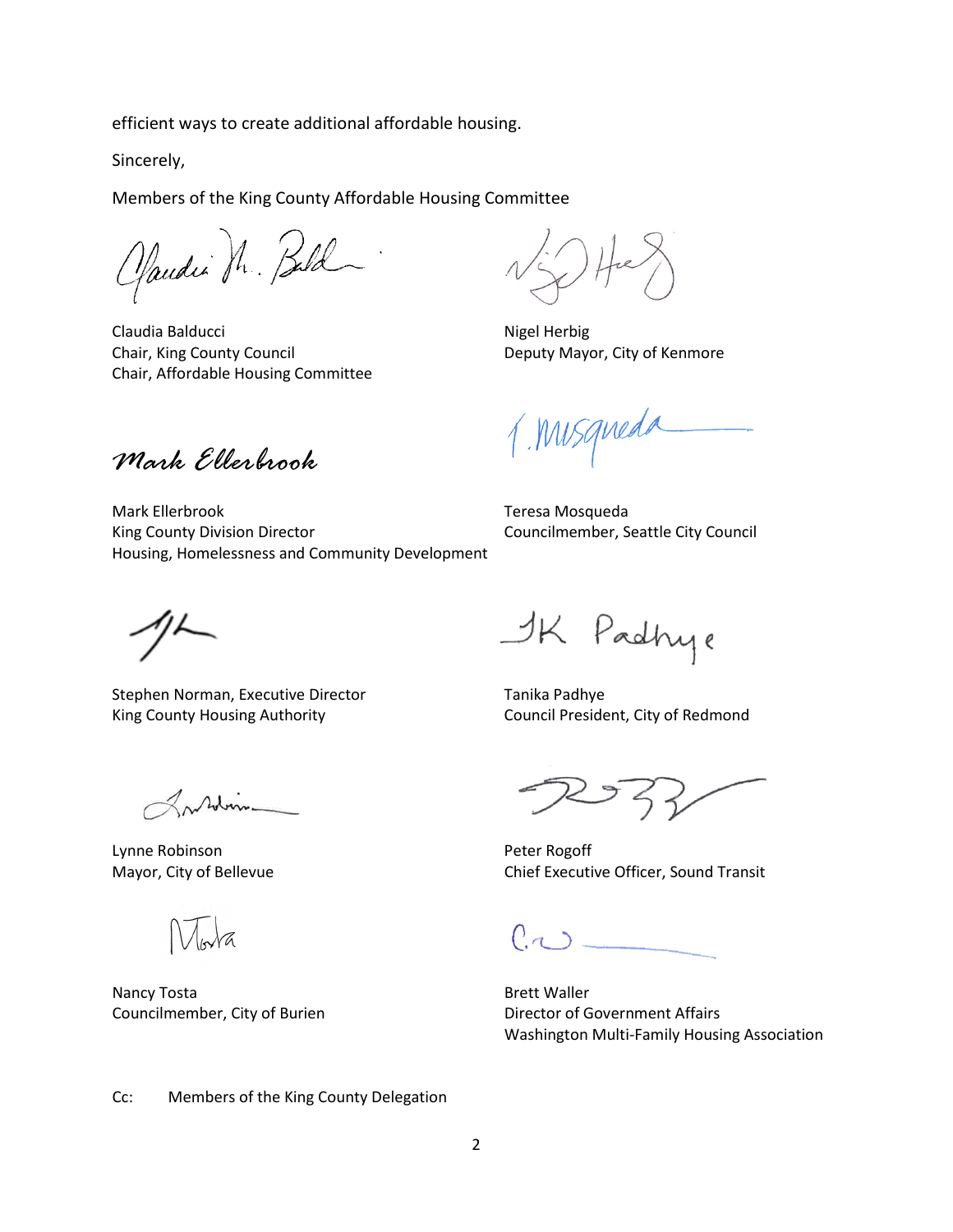efficient ways to create additional affordable housing.

Sincerely,

Members of the King County Affordable Housing Committee

Claudia Balducci
Chair, King County Council
Chair, Affordable Housing Committee

Nigel Herbig
Deputy Mayor, City of Kenmore

*Mark Ellerbrook*

Mark Ellerbrook
King County Division Director
Housing, Homelessness and Community Development

Teresa Mosqueda
Councilmember, Seattle City Council

Stephen Norman, Executive Director
King County Housing Authority

Tanika Padhye
Council President, City of Redmond

Lynne Robinson
Mayor, City of Bellevue

Peter Rogoff
Chief Executive Officer, Sound Transit

Nancy Tosta
Councilmember, City of Burien

Brett Waller
Director of Government Affairs
Washington Multi-Family Housing Association

Cc: Members of the King County Delegation